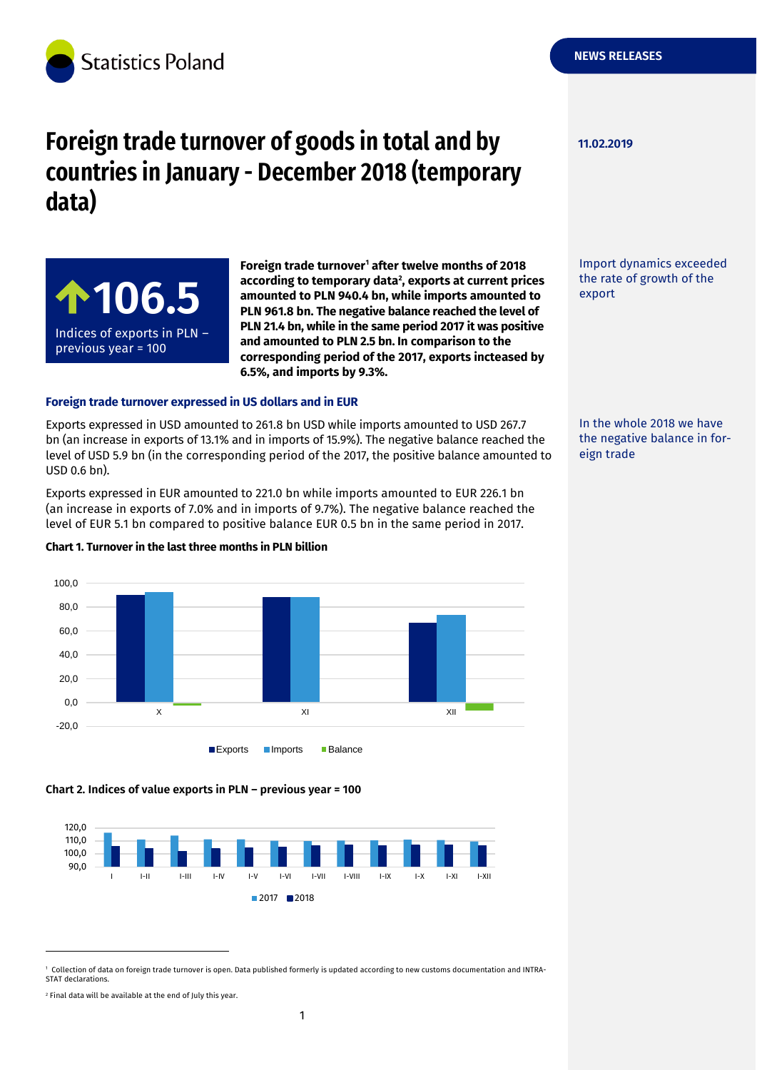Statistics Poland

NEWS RELEASES

# Foreign trade turnover of goods in total and by countries in January - December 2018 (temporary data)

11.02.2019

**↑106.5**

Indices of exports in PLN – previous year = 100

**Foreign trade turnover[1] after twelve months of 2018 according to temporary data[2], exports at current prices amounted to PLN 940.4 bn, while imports amounted to PLN 961.8 bn. The negative balance reached the level of PLN 21.4 bn, while in the same period 2017 it was positive and amounted to PLN 2.5 bn. In comparison to the corresponding period of the 2017, exports incteased by 6.5%, and imports by 9.3%.**

Import dynamics exceeded the rate of growth of the export

### Foreign trade turnover expressed in US dollars and in EUR

Exports expressed in USD amounted to 261.8 bn USD while imports amounted to USD 267.7 bn (an increase in exports of 13.1% and in imports of 15.9%). The negative balance reached the level of USD 5.9 bn (in the corresponding period of the 2017, the positive balance amounted to USD 0.6 bn).

In the whole 2018 we have the negative balance in foreign trade

Exports expressed in EUR amounted to 221.0 bn while imports amounted to EUR 226.1 bn (an increase in exports of 7.0% and in imports of 9.7%). The negative balance reached the level of EUR 5.1 bn compared to positive balance EUR 0.5 bn in the same period in 2017.

**Chart 1. Turnover in the last three months in PLN billion**

**Chart 2. Indices of value exports in PLN – previous year = 100**

[1] Collection of data on foreign trade turnover is open. Data published formerly is updated according to new customs documentation and INTRASTAT declarations.

[2] Final data will be available at the end of July this year.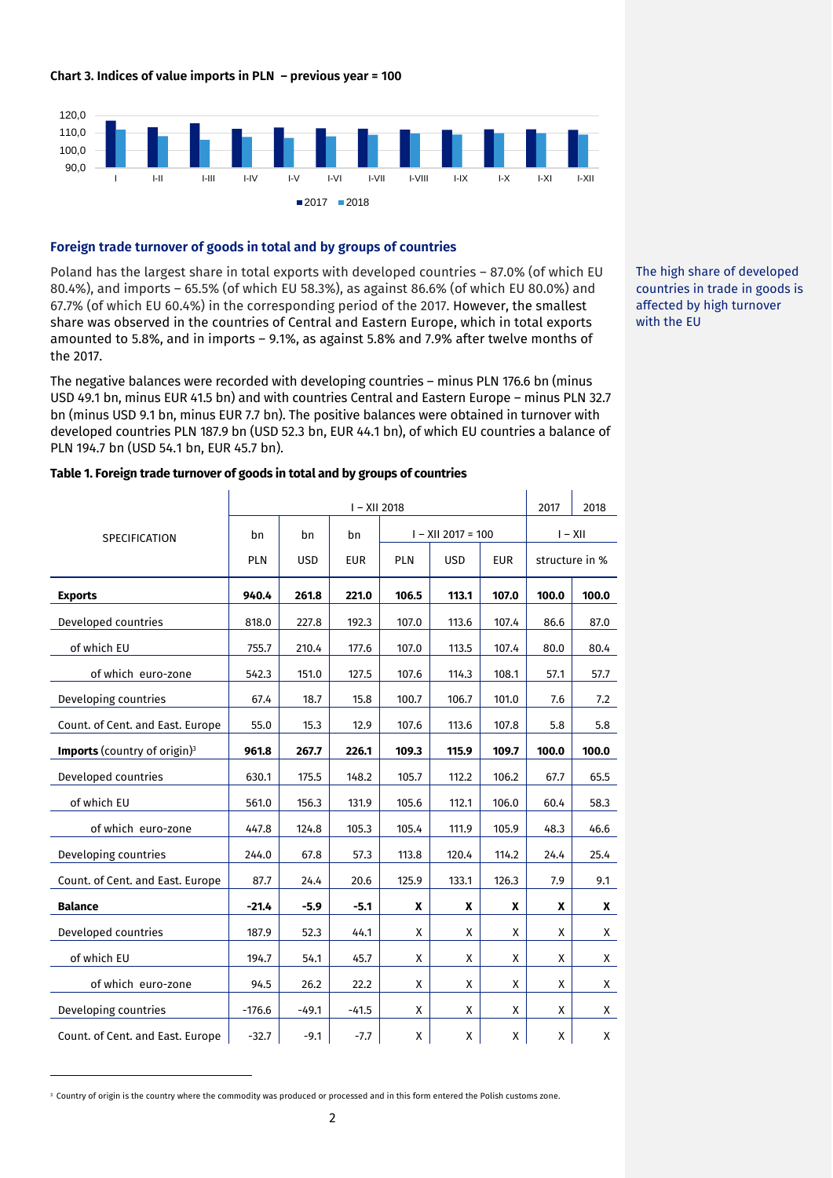**Chart 3. Indices of value imports in PLN – previous year = 100**

### Foreign trade turnover of goods in total and by groups of countries

Poland has the largest share in total exports with developed countries – 87.0% (of which EU 80.4%), and imports – 65.5% (of which EU 58.3%), as against 86.6% (of which EU 80.0%) and 67.7% (of which EU 60.4%) in the corresponding period of the 2017. However, the smallest share was observed in the countries of Central and Eastern Europe, which in total exports amounted to 5.8%, and in imports – 9.1%, as against 5.8% and 7.9% after twelve months of the 2017.

The high share of developed countries in trade in goods is affected by high turnover with the EU

The negative balances were recorded with developing countries – minus PLN 176.6 bn (minus USD 49.1 bn, minus EUR 41.5 bn) and with countries Central and Eastern Europe – minus PLN 32.7 bn (minus USD 9.1 bn, minus EUR 7.7 bn). The positive balances were obtained in turnover with developed countries PLN 187.9 bn (USD 52.3 bn, EUR 44.1 bn), of which EU countries a balance of PLN 194.7 bn (USD 54.1 bn, EUR 45.7 bn).

**Table 1. Foreign trade turnover of goods in total and by groups of countries**

| SPECIFICATION | I – XII 2018 | | | | | | 2017 | 2018 |
|---|---|---|---|---|---|---|---|---|
| | bn PLN | bn USD | bn EUR | I – XII 2017 = 100 | | | I – XII | |
| | | | | PLN | USD | EUR | structure in % | |
| **Exports** | **940.4** | **261.8** | **221.0** | **106.5** | **113.1** | **107.0** | **100.0** | **100.0** |
| Developed countries | 818.0 | 227.8 | 192.3 | 107.0 | 113.6 | 107.4 | 86.6 | 87.0 |
| of which EU | 755.7 | 210.4 | 177.6 | 107.0 | 113.5 | 107.4 | 80.0 | 80.4 |
| of which euro-zone | 542.3 | 151.0 | 127.5 | 107.6 | 114.3 | 108.1 | 57.1 | 57.7 |
| Developing countries | 67.4 | 18.7 | 15.8 | 100.7 | 106.7 | 101.0 | 7.6 | 7.2 |
| Count. of Cent. and East. Europe | 55.0 | 15.3 | 12.9 | 107.6 | 113.6 | 107.8 | 5.8 | 5.8 |
| **Imports** (country of origin)[3] | **961.8** | **267.7** | **226.1** | **109.3** | **115.9** | **109.7** | **100.0** | **100.0** |
| Developed countries | 630.1 | 175.5 | 148.2 | 105.7 | 112.2 | 106.2 | 67.7 | 65.5 |
| of which EU | 561.0 | 156.3 | 131.9 | 105.6 | 112.1 | 106.0 | 60.4 | 58.3 |
| of which euro-zone | 447.8 | 124.8 | 105.3 | 105.4 | 111.9 | 105.9 | 48.3 | 46.6 |
| Developing countries | 244.0 | 67.8 | 57.3 | 113.8 | 120.4 | 114.2 | 24.4 | 25.4 |
| Count. of Cent. and East. Europe | 87.7 | 24.4 | 20.6 | 125.9 | 133.1 | 126.3 | 7.9 | 9.1 |
| **Balance** | **-21.4** | **-5.9** | **-5.1** | **X** | **X** | **X** | **X** | **X** |
| Developed countries | 187.9 | 52.3 | 44.1 | X | X | X | X | X |
| of which EU | 194.7 | 54.1 | 45.7 | X | X | X | X | X |
| of which euro-zone | 94.5 | 26.2 | 22.2 | X | X | X | X | X |
| Developing countries | -176.6 | -49.1 | -41.5 | X | X | X | X | X |
| Count. of Cent. and East. Europe | -32.7 | -9.1 | -7.7 | X | X | X | X | X |

[3] Country of origin is the country where the commodity was produced or processed and in this form entered the Polish customs zone.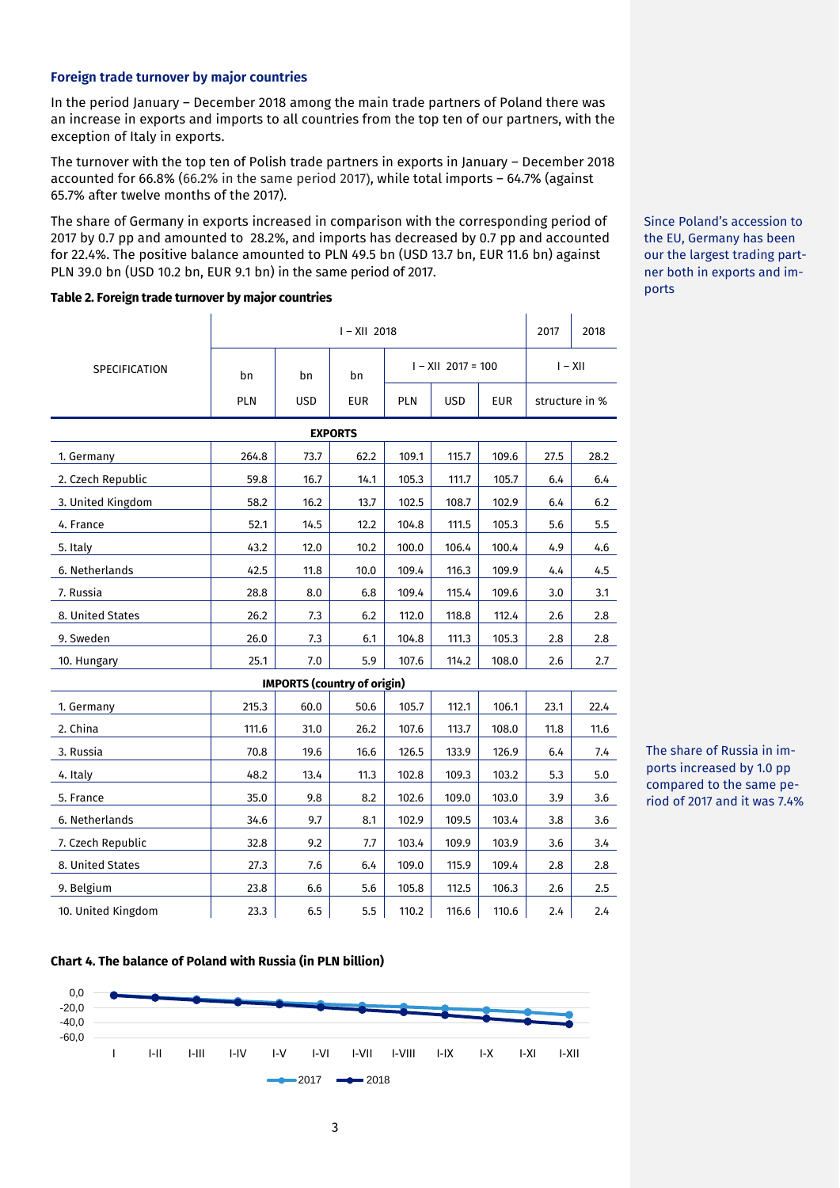### Foreign trade turnover by major countries

In the period January – December 2018 among the main trade partners of Poland there was an increase in exports and imports to all countries from the top ten of our partners, with the exception of Italy in exports.

The turnover with the top ten of Polish trade partners in exports in January – December 2018 accounted for 66.8% (66.2% in the same period 2017), while total imports – 64.7% (against 65.7% after twelve months of the 2017).

The share of Germany in exports increased in comparison with the corresponding period of 2017 by 0.7 pp and amounted to 28.2%, and imports has decreased by 0.7 pp and accounted for 22.4%. The positive balance amounted to PLN 49.5 bn (USD 13.7 bn, EUR 11.6 bn) against PLN 39.0 bn (USD 10.2 bn, EUR 9.1 bn) in the same period of 2017.

Since Poland's accession to the EU, Germany has been our the largest trading partner both in exports and imports

**Table 2. Foreign trade turnover by major countries**

| SPECIFICATION | I – XII 2018 | | | | | | 2017 | 2018 |
|---|---|---|---|---|---|---|---|---|
| | bn | bn | bn | I – XII 2017 = 100 | | | I – XII | |
| | PLN | USD | EUR | PLN | USD | EUR | structure in % | |
| **EXPORTS** | | | | | | | | |
| 1. Germany | 264.8 | 73.7 | 62.2 | 109.1 | 115.7 | 109.6 | 27.5 | 28.2 |
| 2. Czech Republic | 59.8 | 16.7 | 14.1 | 105.3 | 111.7 | 105.7 | 6.4 | 6.4 |
| 3. United Kingdom | 58.2 | 16.2 | 13.7 | 102.5 | 108.7 | 102.9 | 6.4 | 6.2 |
| 4. France | 52.1 | 14.5 | 12.2 | 104.8 | 111.5 | 105.3 | 5.6 | 5.5 |
| 5. Italy | 43.2 | 12.0 | 10.2 | 100.0 | 106.4 | 100.4 | 4.9 | 4.6 |
| 6. Netherlands | 42.5 | 11.8 | 10.0 | 109.4 | 116.3 | 109.9 | 4.4 | 4.5 |
| 7. Russia | 28.8 | 8.0 | 6.8 | 109.4 | 115.4 | 109.6 | 3.0 | 3.1 |
| 8. United States | 26.2 | 7.3 | 6.2 | 112.0 | 118.8 | 112.4 | 2.6 | 2.8 |
| 9. Sweden | 26.0 | 7.3 | 6.1 | 104.8 | 111.3 | 105.3 | 2.8 | 2.8 |
| 10. Hungary | 25.1 | 7.0 | 5.9 | 107.6 | 114.2 | 108.0 | 2.6 | 2.7 |
| **IMPORTS (country of origin)** | | | | | | | | |
| 1. Germany | 215.3 | 60.0 | 50.6 | 105.7 | 112.1 | 106.1 | 23.1 | 22.4 |
| 2. China | 111.6 | 31.0 | 26.2 | 107.6 | 113.7 | 108.0 | 11.8 | 11.6 |
| 3. Russia | 70.8 | 19.6 | 16.6 | 126.5 | 133.9 | 126.9 | 6.4 | 7.4 |
| 4. Italy | 48.2 | 13.4 | 11.3 | 102.8 | 109.3 | 103.2 | 5.3 | 5.0 |
| 5. France | 35.0 | 9.8 | 8.2 | 102.6 | 109.0 | 103.0 | 3.9 | 3.6 |
| 6. Netherlands | 34.6 | 9.7 | 8.1 | 102.9 | 109.5 | 103.4 | 3.8 | 3.6 |
| 7. Czech Republic | 32.8 | 9.2 | 7.7 | 103.4 | 109.9 | 103.9 | 3.6 | 3.4 |
| 8. United States | 27.3 | 7.6 | 6.4 | 109.0 | 115.9 | 109.4 | 2.8 | 2.8 |
| 9. Belgium | 23.8 | 6.6 | 5.6 | 105.8 | 112.5 | 106.3 | 2.6 | 2.5 |
| 10. United Kingdom | 23.3 | 6.5 | 5.5 | 110.2 | 116.6 | 110.6 | 2.4 | 2.4 |

The share of Russia in imports increased by 1.0 pp compared to the same period of 2017 and it was 7.4%

**Chart 4. The balance of Poland with Russia (in PLN billion)**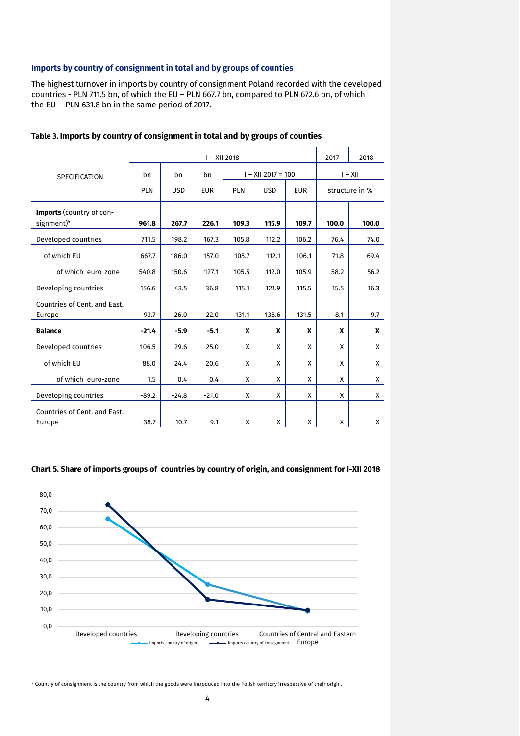### Imports by country of consignment in total and by groups of counties

The highest turnover in imports by country of consignment Poland recorded with the developed countries - PLN 711.5 bn, of which the EU – PLN 667.7 bn, compared to PLN 672.6 bn, of which the EU - PLN 631.8 bn in the same period of 2017.

**Table 3. Imports by country of consignment in total and by groups of counties**

| SPECIFICATION | I – XII 2018 | | | | | | 2017 | 2018 |
|---|---|---|---|---|---|---|---|---|
| | bn | bn | bn | I – XII 2017 = 100 | | | I – XII | |
| | PLN | USD | EUR | PLN | USD | EUR | structure in % | |
| **Imports** (country of consignment)[4] | **961.8** | **267.7** | **226.1** | **109.3** | **115.9** | **109.7** | **100.0** | **100.0** |
| Developed countries | 711.5 | 198.2 | 167.3 | 105.8 | 112.2 | 106.2 | 76.4 | 74.0 |
| of which EU | 667.7 | 186.0 | 157.0 | 105.7 | 112.1 | 106.1 | 71.8 | 69.4 |
| of which euro-zone | 540.8 | 150.6 | 127.1 | 105.5 | 112.0 | 105.9 | 58.2 | 56.2 |
| Developing countries | 156.6 | 43.5 | 36.8 | 115.1 | 121.9 | 115.5 | 15.5 | 16.3 |
| Countries of Cent. and East. Europe | 93.7 | 26.0 | 22.0 | 131.1 | 138.6 | 131.5 | 8.1 | 9.7 |
| **Balance** | **-21.4** | **-5.9** | **-5.1** | **X** | **X** | **X** | **X** | **X** |
| Developed countries | 106.5 | 29.6 | 25.0 | X | X | X | X | X |
| of which EU | 88.0 | 24.4 | 20.6 | X | X | X | X | X |
| of which euro-zone | 1.5 | 0.4 | 0.4 | X | X | X | X | X |
| Developing countries | -89.2 | -24.8 | -21.0 | X | X | X | X | X |
| Countries of Cent. and East. Europe | -38.7 | -10.7 | -9.1 | X | X | X | X | X |

**Chart 5. Share of imports groups of countries by country of origin, and consignment for I-XII 2018**

[4] Country of consignment is the country from which the goods were introduced into the Polish territory irrespective of their origin.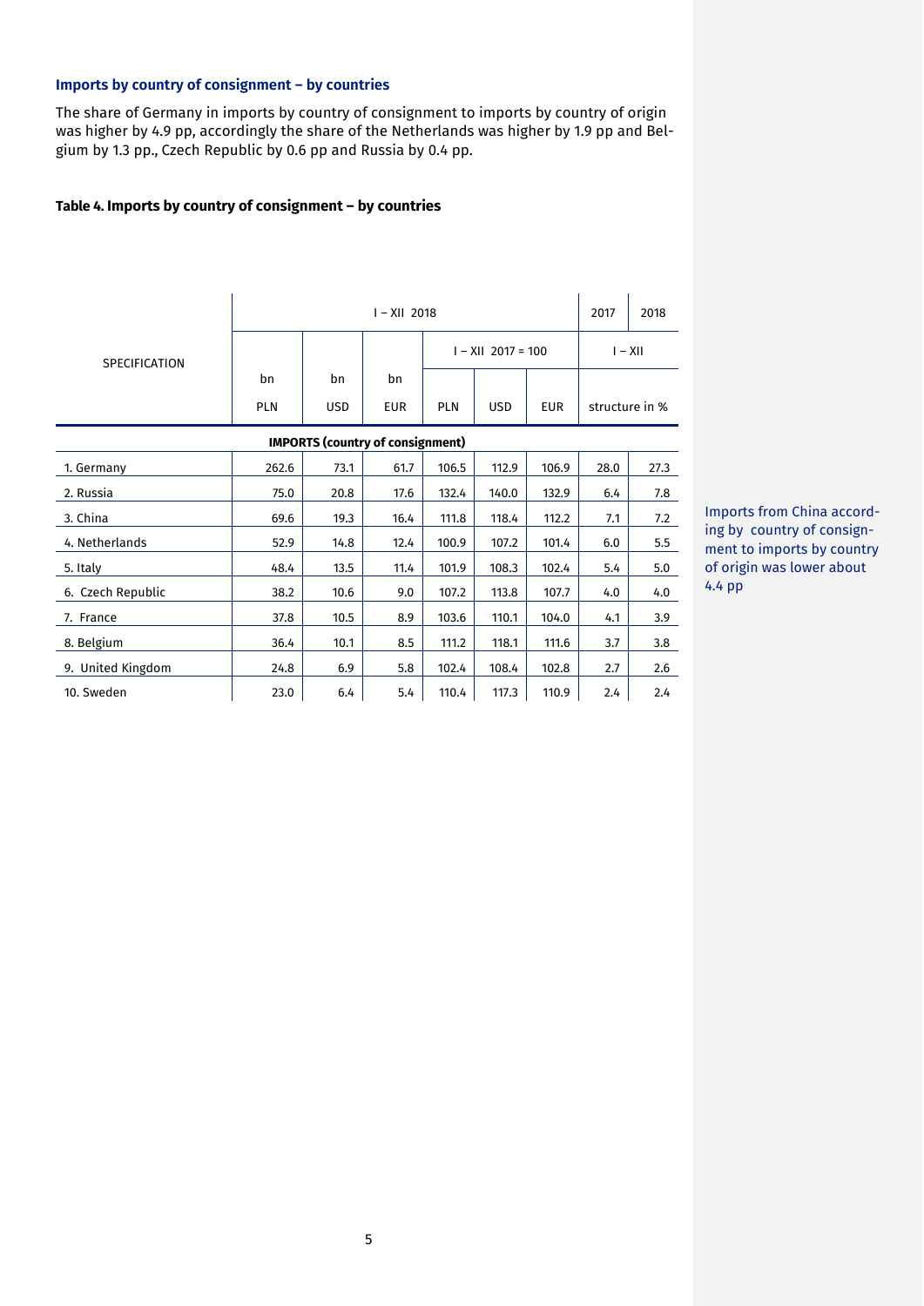### Imports by country of consignment – by countries

The share of Germany in imports by country of consignment to imports by country of origin was higher by 4.9 pp, accordingly the share of the Netherlands was higher by 1.9 pp and Belgium by 1.3 pp., Czech Republic by 0.6 pp and Russia by 0.4 pp.

Imports from China according by country of consignment to imports by country of origin was lower about 4.4 pp

**Table 4. Imports by country of consignment – by countries**

| SPECIFICATION | I – XII 2018 | | | | | | 2017 | 2018 |
|---|---|---|---|---|---|---|---|---|
| | | | | I – XII 2017 = 100 | | | I – XII | |
| | bn PLN | bn USD | bn EUR | PLN | USD | EUR | structure in % | |
| **IMPORTS (country of consignment)** | | | | | | | | |
| 1. Germany | 262.6 | 73.1 | 61.7 | 106.5 | 112.9 | 106.9 | 28.0 | 27.3 |
| 2. Russia | 75.0 | 20.8 | 17.6 | 132.4 | 140.0 | 132.9 | 6.4 | 7.8 |
| 3. China | 69.6 | 19.3 | 16.4 | 111.8 | 118.4 | 112.2 | 7.1 | 7.2 |
| 4. Netherlands | 52.9 | 14.8 | 12.4 | 100.9 | 107.2 | 101.4 | 6.0 | 5.5 |
| 5. Italy | 48.4 | 13.5 | 11.4 | 101.9 | 108.3 | 102.4 | 5.4 | 5.0 |
| 6. Czech Republic | 38.2 | 10.6 | 9.0 | 107.2 | 113.8 | 107.7 | 4.0 | 4.0 |
| 7. France | 37.8 | 10.5 | 8.9 | 103.6 | 110.1 | 104.0 | 4.1 | 3.9 |
| 8. Belgium | 36.4 | 10.1 | 8.5 | 111.2 | 118.1 | 111.6 | 3.7 | 3.8 |
| 9. United Kingdom | 24.8 | 6.9 | 5.8 | 102.4 | 108.4 | 102.8 | 2.7 | 2.6 |
| 10. Sweden | 23.0 | 6.4 | 5.4 | 110.4 | 117.3 | 110.9 | 2.4 | 2.4 |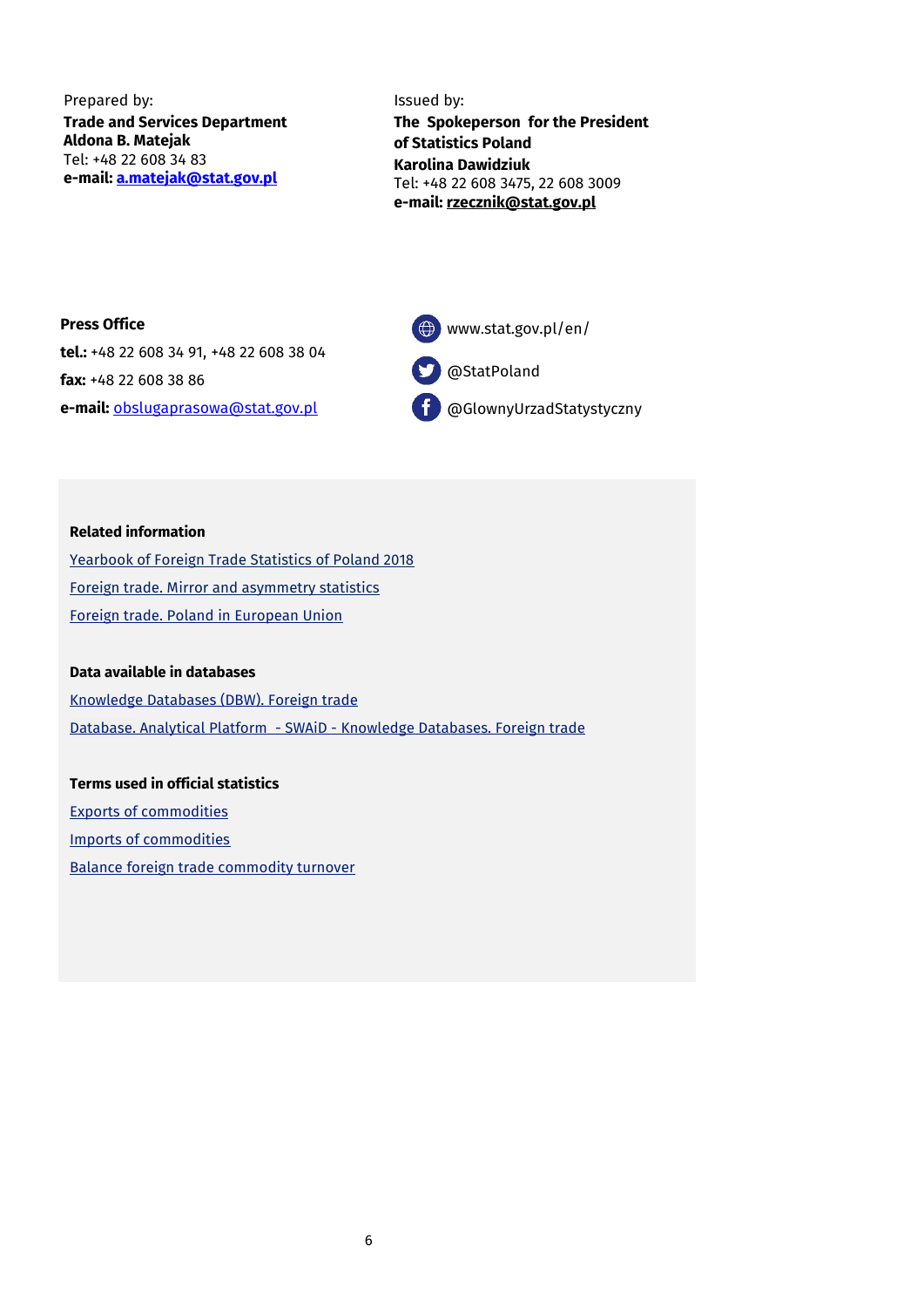Prepared by:
**Trade and Services Department**
**Aldona B. Matejak**
Tel: +48 22 608 34 83
**e-mail: a.matejak@stat.gov.pl**

Issued by:
**The Spokeperson for the President of Statistics Poland**
**Karolina Dawidziuk**
Tel: +48 22 608 3475, 22 608 3009
**e-mail: rzecznik@stat.gov.pl**

**Press Office**
**tel.:** +48 22 608 34 91, +48 22 608 38 04
**fax:** +48 22 608 38 86
**e-mail:** obslugaprasowa@stat.gov.pl

www.stat.gov.pl/en/
@StatPoland
@GlownyUrzadStatystyczny

**Related information**

Yearbook of Foreign Trade Statistics of Poland 2018
Foreign trade. Mirror and asymmetry statistics
Foreign trade. Poland in European Union

**Data available in databases**

Knowledge Databases (DBW). Foreign trade
Database. Analytical Platform - SWAiD - Knowledge Databases. Foreign trade

**Terms used in official statistics**

Exports of commodities
Imports of commodities
Balance foreign trade commodity turnover